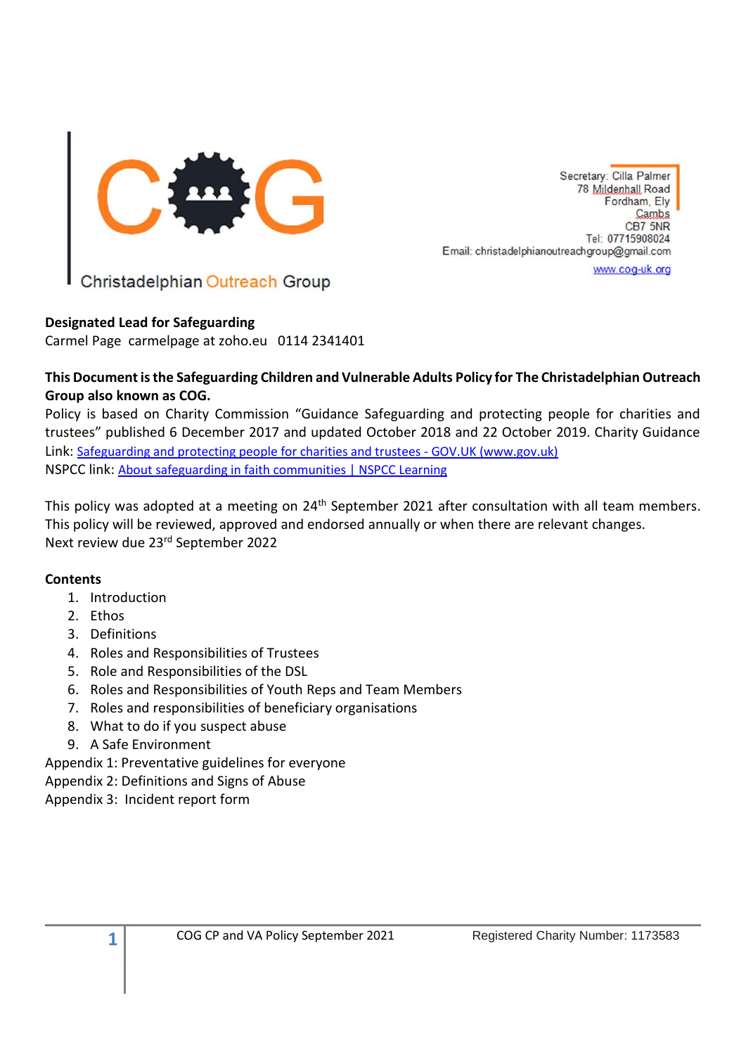Christadelphian Outreach Group

Secretary: Cilla Palmer
78 Mildenhall Road
Fordham, Ely
Cambs
CB7 5NR
Tel: 07715908024
Email: christadelphianoutreachgroup@gmail.com
www.cog-uk.org

**Designated Lead for Safeguarding**
Carmel Page carmelpage at zoho.eu 0114 2341401

**This Document is the Safeguarding Children and Vulnerable Adults Policy for The Christadelphian Outreach Group also known as COG.**

Policy is based on Charity Commission "Guidance Safeguarding and protecting people for charities and trustees" published 6 December 2017 and updated October 2018 and 22 October 2019. Charity Guidance Link: [Safeguarding and protecting people for charities and trustees - GOV.UK (www.gov.uk)]()
NSPCC link: [About safeguarding in faith communities | NSPCC Learning]()

This policy was adopted at a meeting on 24th September 2021 after consultation with all team members. This policy will be reviewed, approved and endorsed annually or when there are relevant changes.
Next review due 23rd September 2022

**Contents**

1. Introduction
2. Ethos
3. Definitions
4. Roles and Responsibilities of Trustees
5. Role and Responsibilities of the DSL
6. Roles and Responsibilities of Youth Reps and Team Members
7. Roles and responsibilities of beneficiary organisations
8. What to do if you suspect abuse
9. A Safe Environment

Appendix 1: Preventative guidelines for everyone
Appendix 2: Definitions and Signs of Abuse
Appendix 3: Incident report form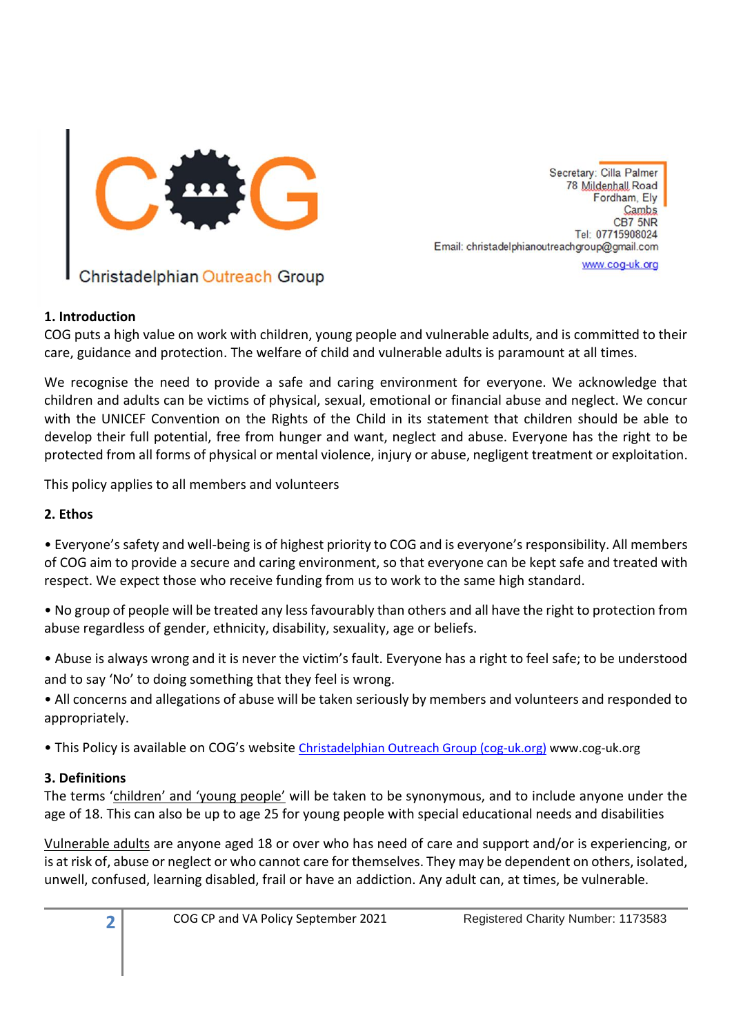Christadelphian Outreach Group

Secretary: Cilla Palmer
78 Mildenhall Road
Fordham, Ely
Cambs
CB7 5NR
Tel: 07715908024
Email: christadelphianoutreachgroup@gmail.com
www.cog-uk.org

**1. Introduction**

COG puts a high value on work with children, young people and vulnerable adults, and is committed to their care, guidance and protection. The welfare of child and vulnerable adults is paramount at all times.

We recognise the need to provide a safe and caring environment for everyone. We acknowledge that children and adults can be victims of physical, sexual, emotional or financial abuse and neglect. We concur with the UNICEF Convention on the Rights of the Child in its statement that children should be able to develop their full potential, free from hunger and want, neglect and abuse. Everyone has the right to be protected from all forms of physical or mental violence, injury or abuse, negligent treatment or exploitation.

This policy applies to all members and volunteers

**2. Ethos**

• Everyone's safety and well-being is of highest priority to COG and is everyone's responsibility. All members of COG aim to provide a secure and caring environment, so that everyone can be kept safe and treated with respect. We expect those who receive funding from us to work to the same high standard.

• No group of people will be treated any less favourably than others and all have the right to protection from abuse regardless of gender, ethnicity, disability, sexuality, age or beliefs.

• Abuse is always wrong and it is never the victim's fault. Everyone has a right to feel safe; to be understood and to say 'No' to doing something that they feel is wrong.

• All concerns and allegations of abuse will be taken seriously by members and volunteers and responded to appropriately.

• This Policy is available on COG's website Christadelphian Outreach Group (cog-uk.org) www.cog-uk.org

**3. Definitions**

The terms 'children' and 'young people' will be taken to be synonymous, and to include anyone under the age of 18. This can also be up to age 25 for young people with special educational needs and disabilities

Vulnerable adults are anyone aged 18 or over who has need of care and support and/or is experiencing, or is at risk of, abuse or neglect or who cannot care for themselves. They may be dependent on others, isolated, unwell, confused, learning disabled, frail or have an addiction. Any adult can, at times, be vulnerable.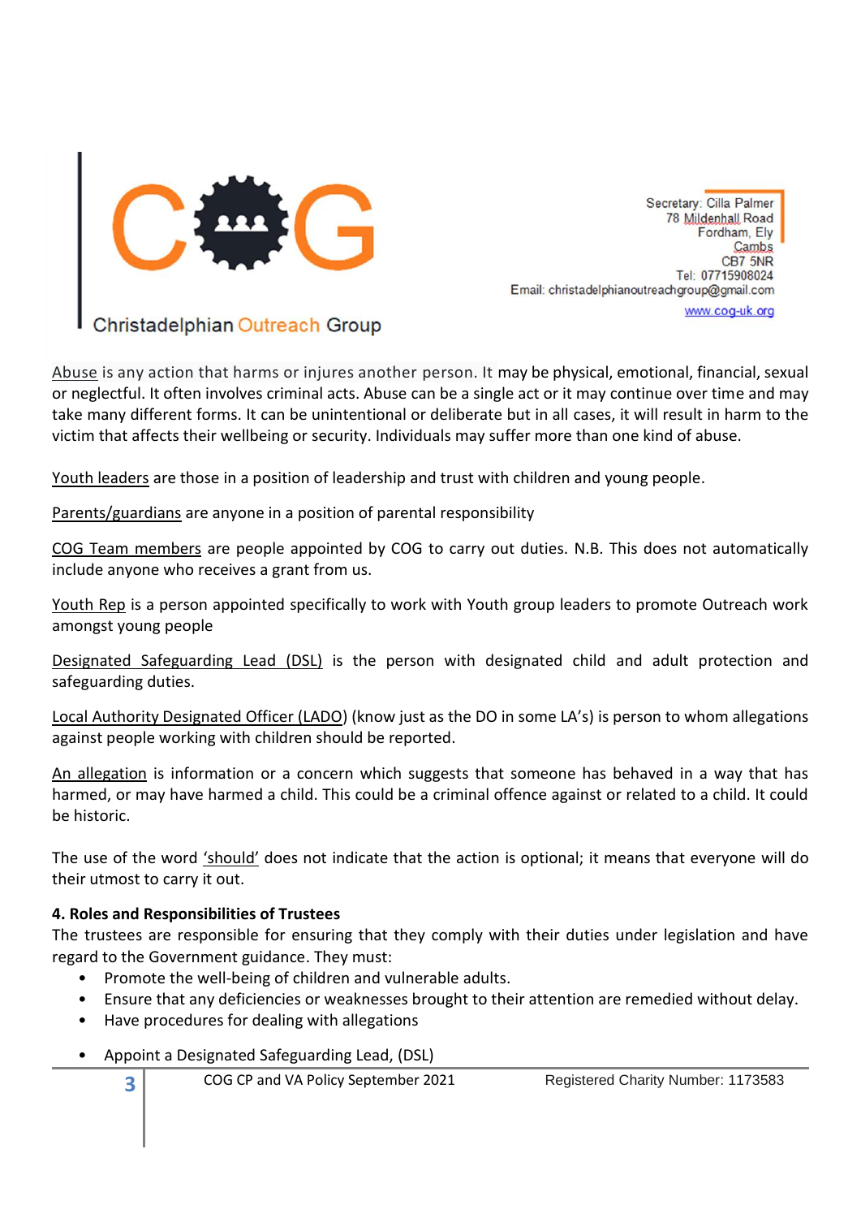Secretary: Cilla Palmer
78 Mildenhall Road
Fordham, Ely
Cambs
CB7 5NR
Tel: 07715908024
Email: christadelphianoutreachgroup@gmail.com
www.cog-uk.org

Christadelphian Outreach Group

Abuse is any action that harms or injures another person. It may be physical, emotional, financial, sexual or neglectful. It often involves criminal acts. Abuse can be a single act or it may continue over time and may take many different forms. It can be unintentional or deliberate but in all cases, it will result in harm to the victim that affects their wellbeing or security. Individuals may suffer more than one kind of abuse.

Youth leaders are those in a position of leadership and trust with children and young people.

Parents/guardians are anyone in a position of parental responsibility

COG Team members are people appointed by COG to carry out duties. N.B. This does not automatically include anyone who receives a grant from us.

Youth Rep is a person appointed specifically to work with Youth group leaders to promote Outreach work amongst young people

Designated Safeguarding Lead (DSL) is the person with designated child and adult protection and safeguarding duties.

Local Authority Designated Officer (LADO) (know just as the DO in some LA's) is person to whom allegations against people working with children should be reported.

An allegation is information or a concern which suggests that someone has behaved in a way that has harmed, or may have harmed a child. This could be a criminal offence against or related to a child. It could be historic.

The use of the word 'should' does not indicate that the action is optional; it means that everyone will do their utmost to carry it out.

**4. Roles and Responsibilities of Trustees**

The trustees are responsible for ensuring that they comply with their duties under legislation and have regard to the Government guidance. They must:

- Promote the well-being of children and vulnerable adults.
- Ensure that any deficiencies or weaknesses brought to their attention are remedied without delay.
- Have procedures for dealing with allegations
- Appoint a Designated Safeguarding Lead, (DSL)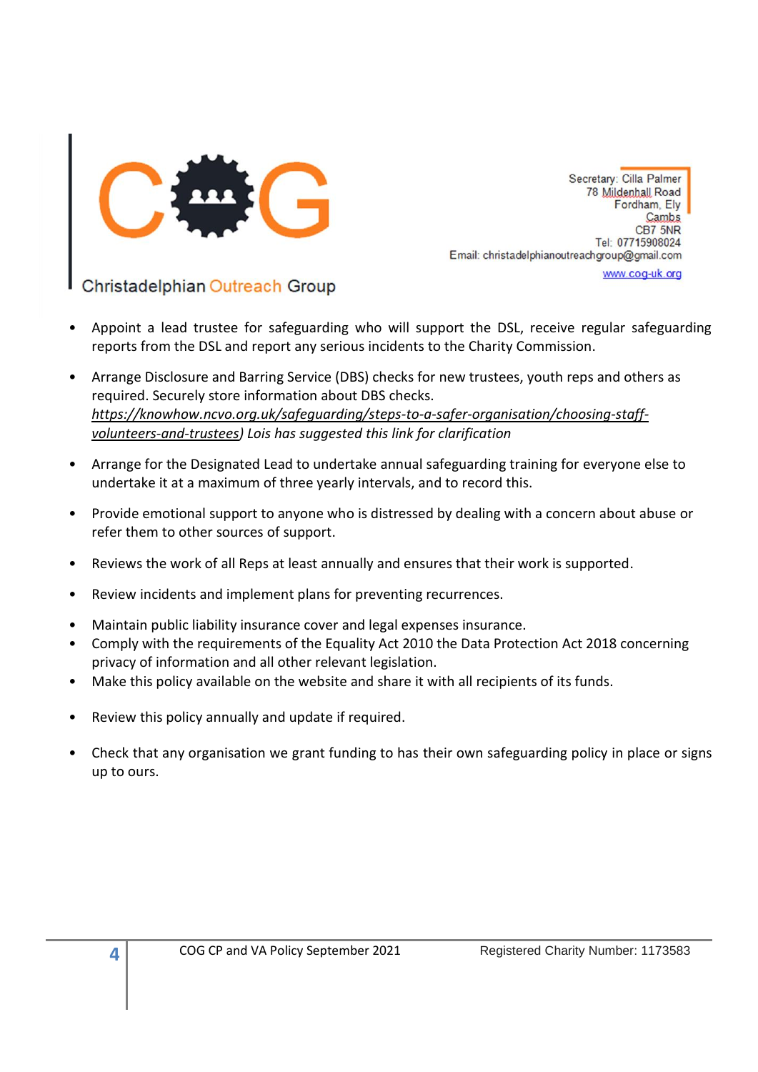- Appoint a lead trustee for safeguarding who will support the DSL, receive regular safeguarding reports from the DSL and report any serious incidents to the Charity Commission.

- Arrange Disclosure and Barring Service (DBS) checks for new trustees, youth reps and others as required. Securely store information about DBS checks. *https://knowhow.ncvo.org.uk/safeguarding/steps-to-a-safer-organisation/choosing-staff-volunteers-and-trustees) Lois has suggested this link for clarification*

- Arrange for the Designated Lead to undertake annual safeguarding training for everyone else to undertake it at a maximum of three yearly intervals, and to record this.

- Provide emotional support to anyone who is distressed by dealing with a concern about abuse or refer them to other sources of support.

- Reviews the work of all Reps at least annually and ensures that their work is supported.

- Review incidents and implement plans for preventing recurrences.

- Maintain public liability insurance cover and legal expenses insurance.
- Comply with the requirements of the Equality Act 2010 the Data Protection Act 2018 concerning privacy of information and all other relevant legislation.
- Make this policy available on the website and share it with all recipients of its funds.

- Review this policy annually and update if required.

- Check that any organisation we grant funding to has their own safeguarding policy in place or signs up to ours.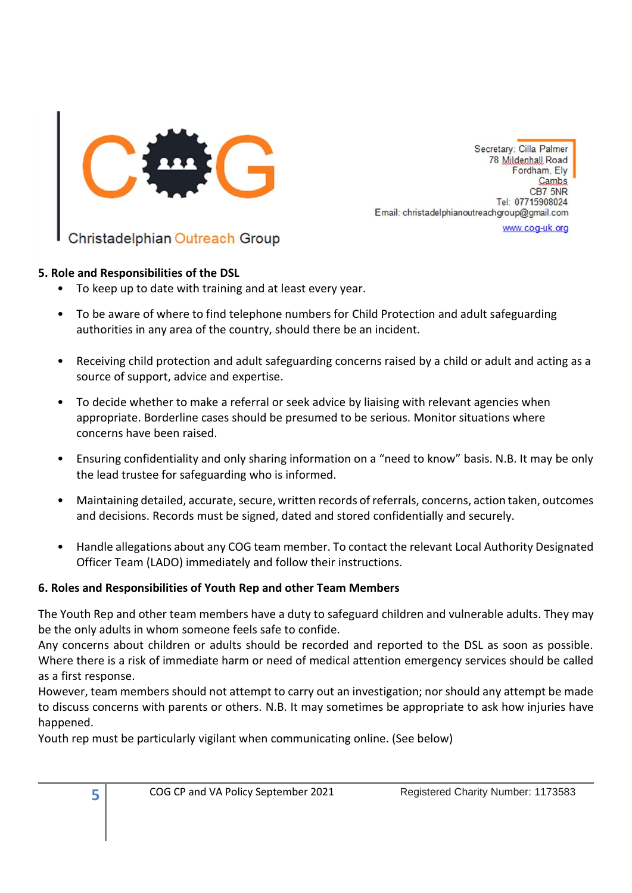## 5. Role and Responsibilities of the DSL

- To keep up to date with training and at least every year.
- To be aware of where to find telephone numbers for Child Protection and adult safeguarding authorities in any area of the country, should there be an incident.
- Receiving child protection and adult safeguarding concerns raised by a child or adult and acting as a source of support, advice and expertise.
- To decide whether to make a referral or seek advice by liaising with relevant agencies when appropriate. Borderline cases should be presumed to be serious. Monitor situations where concerns have been raised.
- Ensuring confidentiality and only sharing information on a "need to know" basis. N.B. It may be only the lead trustee for safeguarding who is informed.
- Maintaining detailed, accurate, secure, written records of referrals, concerns, action taken, outcomes and decisions. Records must be signed, dated and stored confidentially and securely.
- Handle allegations about any COG team member. To contact the relevant Local Authority Designated Officer Team (LADO) immediately and follow their instructions.

## 6. Roles and Responsibilities of Youth Rep and other Team Members

The Youth Rep and other team members have a duty to safeguard children and vulnerable adults. They may be the only adults in whom someone feels safe to confide.
Any concerns about children or adults should be recorded and reported to the DSL as soon as possible. Where there is a risk of immediate harm or need of medical attention emergency services should be called as a first response.
However, team members should not attempt to carry out an investigation; nor should any attempt be made to discuss concerns with parents or others. N.B. It may sometimes be appropriate to ask how injuries have happened.
Youth rep must be particularly vigilant when communicating online. (See below)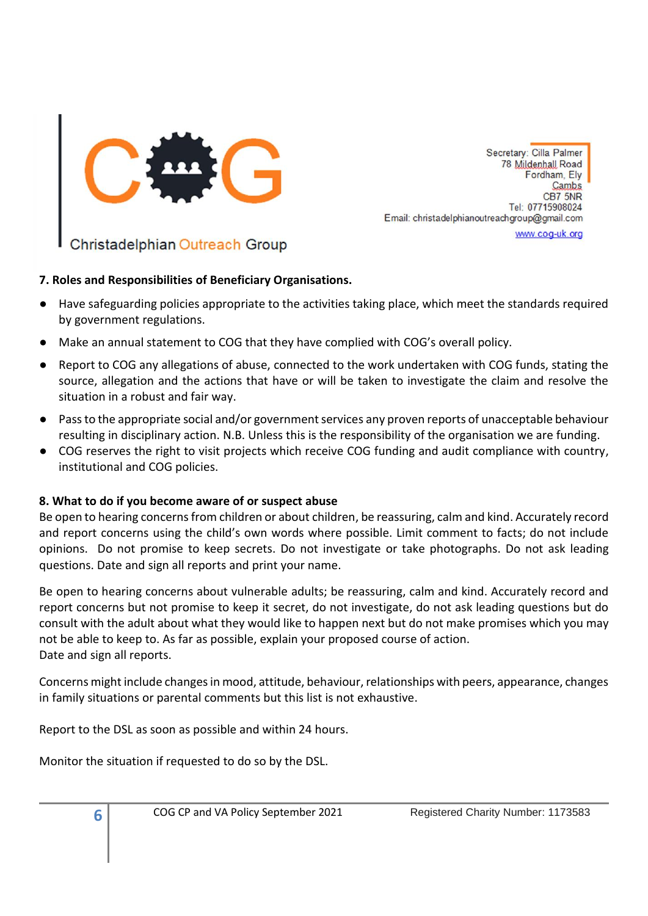Christadelphian Outreach Group

Secretary: Cilla Palmer
78 Mildenhall Road
Fordham, Ely
Cambs
CB7 5NR
Tel: 07715908024
Email: christadelphianoutreachgroup@gmail.com
www.cog-uk.org

**7. Roles and Responsibilities of Beneficiary Organisations.**

- Have safeguarding policies appropriate to the activities taking place, which meet the standards required by government regulations.
- Make an annual statement to COG that they have complied with COG's overall policy.
- Report to COG any allegations of abuse, connected to the work undertaken with COG funds, stating the source, allegation and the actions that have or will be taken to investigate the claim and resolve the situation in a robust and fair way.
- Pass to the appropriate social and/or government services any proven reports of unacceptable behaviour resulting in disciplinary action. N.B. Unless this is the responsibility of the organisation we are funding.
- COG reserves the right to visit projects which receive COG funding and audit compliance with country, institutional and COG policies.

**8. What to do if you become aware of or suspect abuse**

Be open to hearing concerns from children or about children, be reassuring, calm and kind. Accurately record and report concerns using the child's own words where possible. Limit comment to facts; do not include opinions. Do not promise to keep secrets. Do not investigate or take photographs. Do not ask leading questions. Date and sign all reports and print your name.

Be open to hearing concerns about vulnerable adults; be reassuring, calm and kind. Accurately record and report concerns but not promise to keep it secret, do not investigate, do not ask leading questions but do consult with the adult about what they would like to happen next but do not make promises which you may not be able to keep to. As far as possible, explain your proposed course of action.
Date and sign all reports.

Concerns might include changes in mood, attitude, behaviour, relationships with peers, appearance, changes in family situations or parental comments but this list is not exhaustive.

Report to the DSL as soon as possible and within 24 hours.

Monitor the situation if requested to do so by the DSL.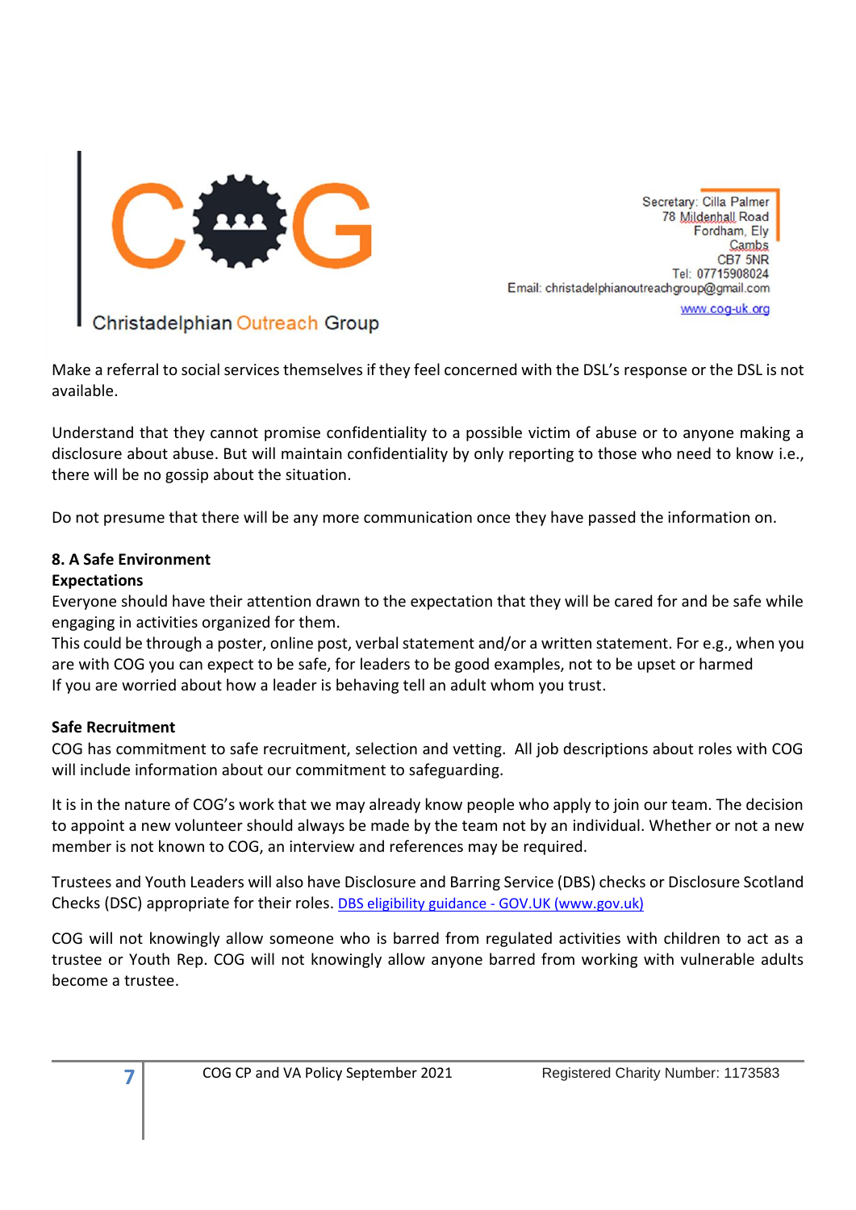Make a referral to social services themselves if they feel concerned with the DSL's response or the DSL is not available.

Understand that they cannot promise confidentiality to a possible victim of abuse or to anyone making a disclosure about abuse. But will maintain confidentiality by only reporting to those who need to know i.e., there will be no gossip about the situation.

Do not presume that there will be any more communication once they have passed the information on.

## 8. A Safe Environment

### Expectations

Everyone should have their attention drawn to the expectation that they will be cared for and be safe while engaging in activities organized for them.
This could be through a poster, online post, verbal statement and/or a written statement. For e.g., when you are with COG you can expect to be safe, for leaders to be good examples, not to be upset or harmed
If you are worried about how a leader is behaving tell an adult whom you trust.

### Safe Recruitment

COG has commitment to safe recruitment, selection and vetting. All job descriptions about roles with COG will include information about our commitment to safeguarding.

It is in the nature of COG's work that we may already know people who apply to join our team. The decision to appoint a new volunteer should always be made by the team not by an individual. Whether or not a new member is not known to COG, an interview and references may be required.

Trustees and Youth Leaders will also have Disclosure and Barring Service (DBS) checks or Disclosure Scotland Checks (DSC) appropriate for their roles. [DBS eligibility guidance - GOV.UK (www.gov.uk)]

COG will not knowingly allow someone who is barred from regulated activities with children to act as a trustee or Youth Rep. COG will not knowingly allow anyone barred from working with vulnerable adults become a trustee.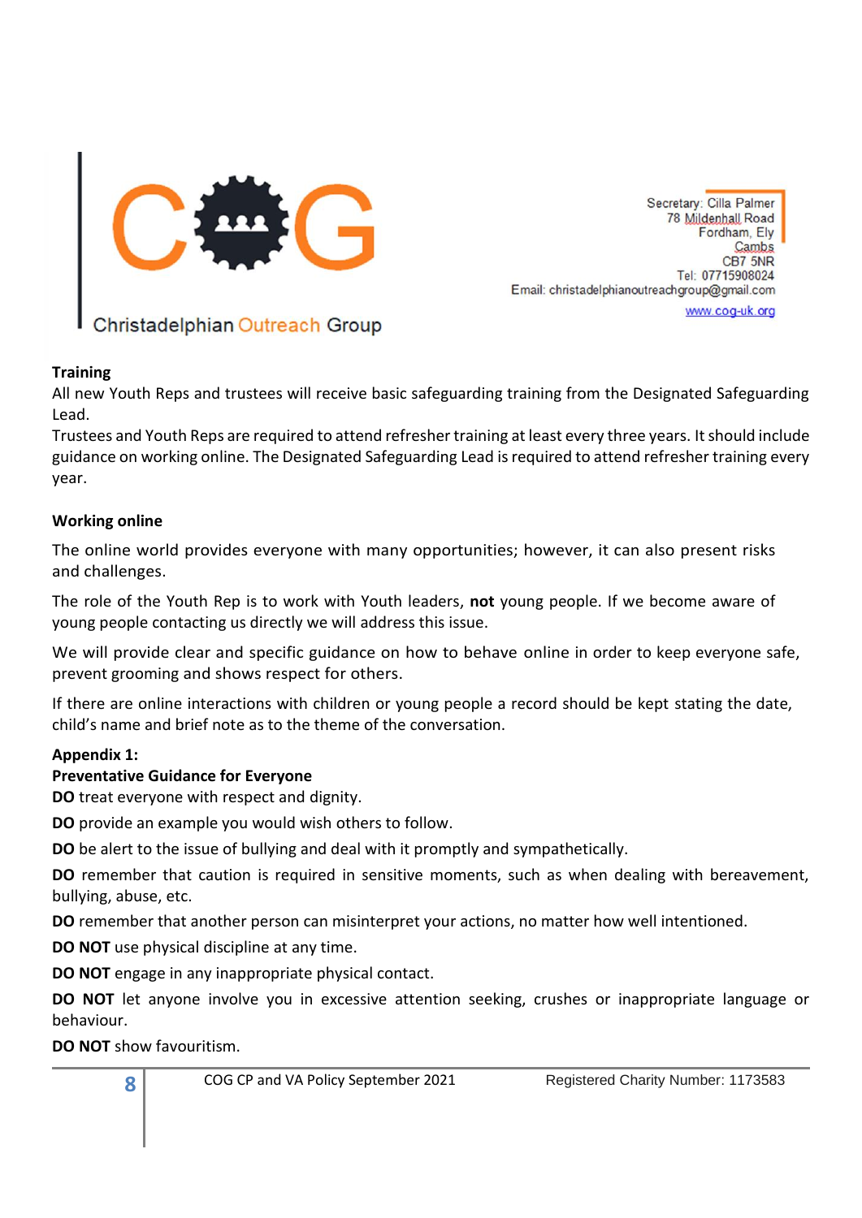**Training**

All new Youth Reps and trustees will receive basic safeguarding training from the Designated Safeguarding Lead.

Trustees and Youth Reps are required to attend refresher training at least every three years. It should include guidance on working online. The Designated Safeguarding Lead is required to attend refresher training every year.

**Working online**

The online world provides everyone with many opportunities; however, it can also present risks and challenges.

The role of the Youth Rep is to work with Youth leaders, **not** young people. If we become aware of young people contacting us directly we will address this issue.

We will provide clear and specific guidance on how to behave online in order to keep everyone safe, prevent grooming and shows respect for others.

If there are online interactions with children or young people a record should be kept stating the date, child's name and brief note as to the theme of the conversation.

**Appendix 1:**

**Preventative Guidance for Everyone**

**DO** treat everyone with respect and dignity.

**DO** provide an example you would wish others to follow.

**DO** be alert to the issue of bullying and deal with it promptly and sympathetically.

**DO** remember that caution is required in sensitive moments, such as when dealing with bereavement, bullying, abuse, etc.

**DO** remember that another person can misinterpret your actions, no matter how well intentioned.

**DO NOT** use physical discipline at any time.

**DO NOT** engage in any inappropriate physical contact.

**DO NOT** let anyone involve you in excessive attention seeking, crushes or inappropriate language or behaviour.

**DO NOT** show favouritism.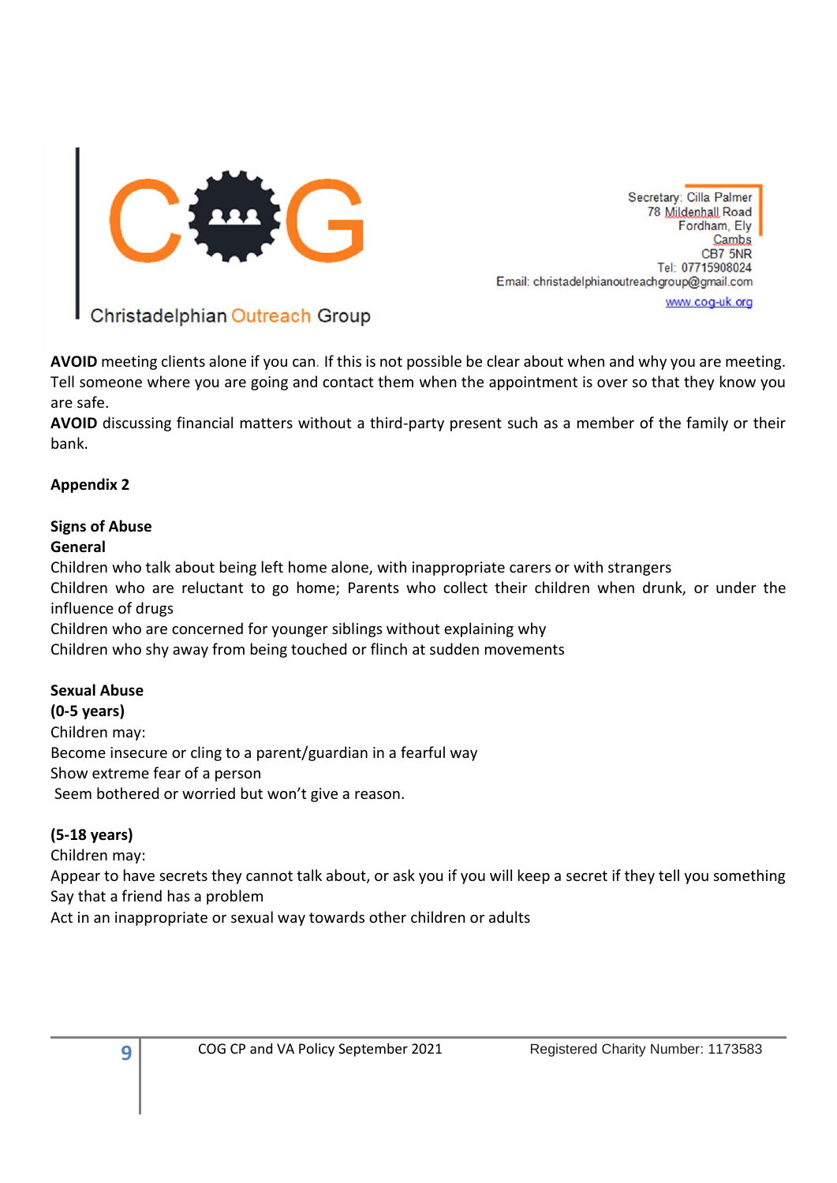**AVOID** meeting clients alone if you can. If this is not possible be clear about when and why you are meeting. Tell someone where you are going and contact them when the appointment is over so that they know you are safe.

**AVOID** discussing financial matters without a third-party present such as a member of the family or their bank.

**Appendix 2**

**Signs of Abuse**

**General**

Children who talk about being left home alone, with inappropriate carers or with strangers

Children who are reluctant to go home; Parents who collect their children when drunk, or under the influence of drugs

Children who are concerned for younger siblings without explaining why

Children who shy away from being touched or flinch at sudden movements

**Sexual Abuse**

**(0-5 years)**

Children may:

Become insecure or cling to a parent/guardian in a fearful way

Show extreme fear of a person

Seem bothered or worried but won't give a reason.

**(5-18 years)**

Children may:

Appear to have secrets they cannot talk about, or ask you if you will keep a secret if they tell you something

Say that a friend has a problem

Act in an inappropriate or sexual way towards other children or adults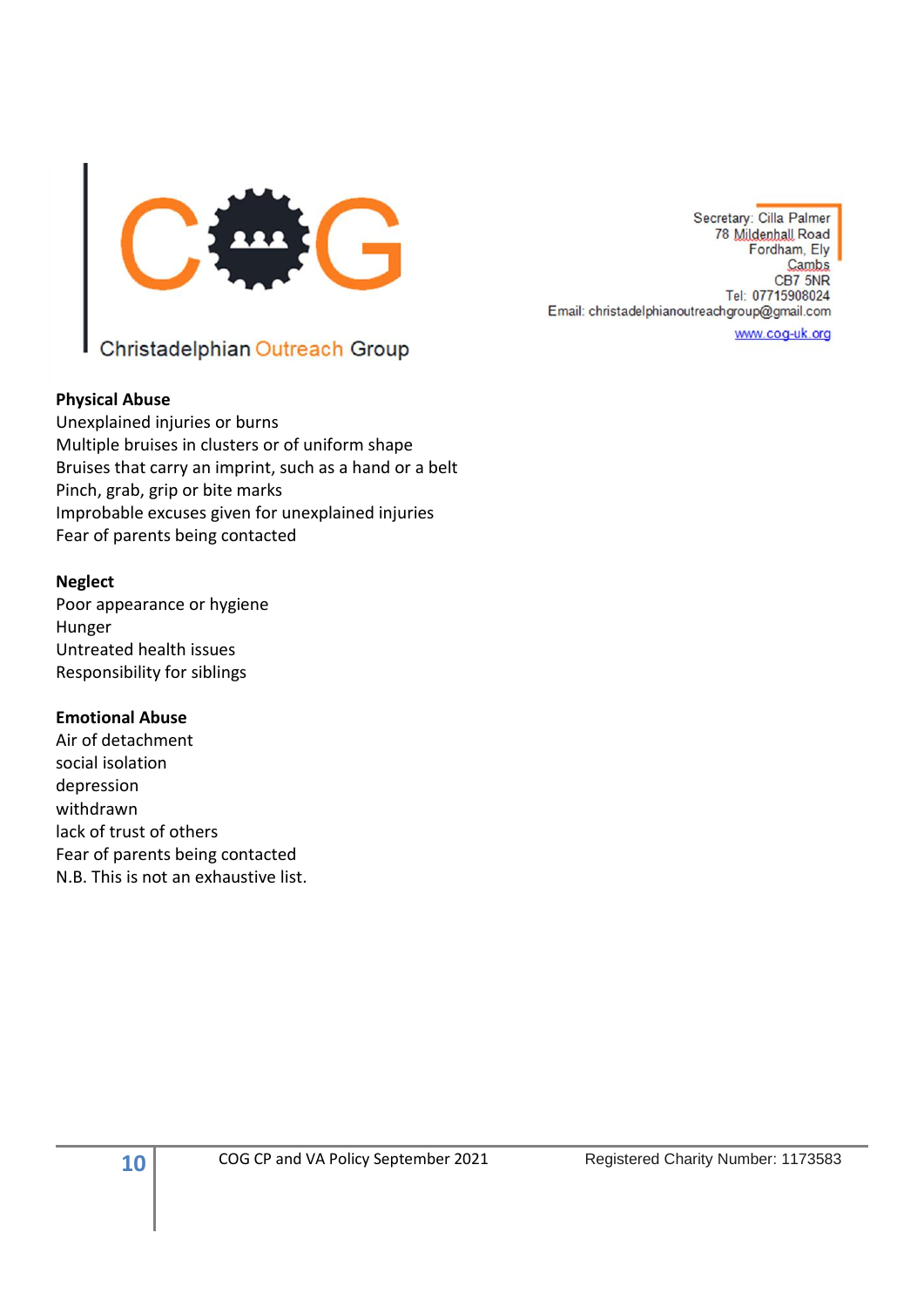**Physical Abuse**
Unexplained injuries or burns
Multiple bruises in clusters or of uniform shape
Bruises that carry an imprint, such as a hand or a belt
Pinch, grab, grip or bite marks
Improbable excuses given for unexplained injuries
Fear of parents being contacted

**Neglect**
Poor appearance or hygiene
Hunger
Untreated health issues
Responsibility for siblings

**Emotional Abuse**
Air of detachment
social isolation
depression
withdrawn
lack of trust of others
Fear of parents being contacted
N.B. This is not an exhaustive list.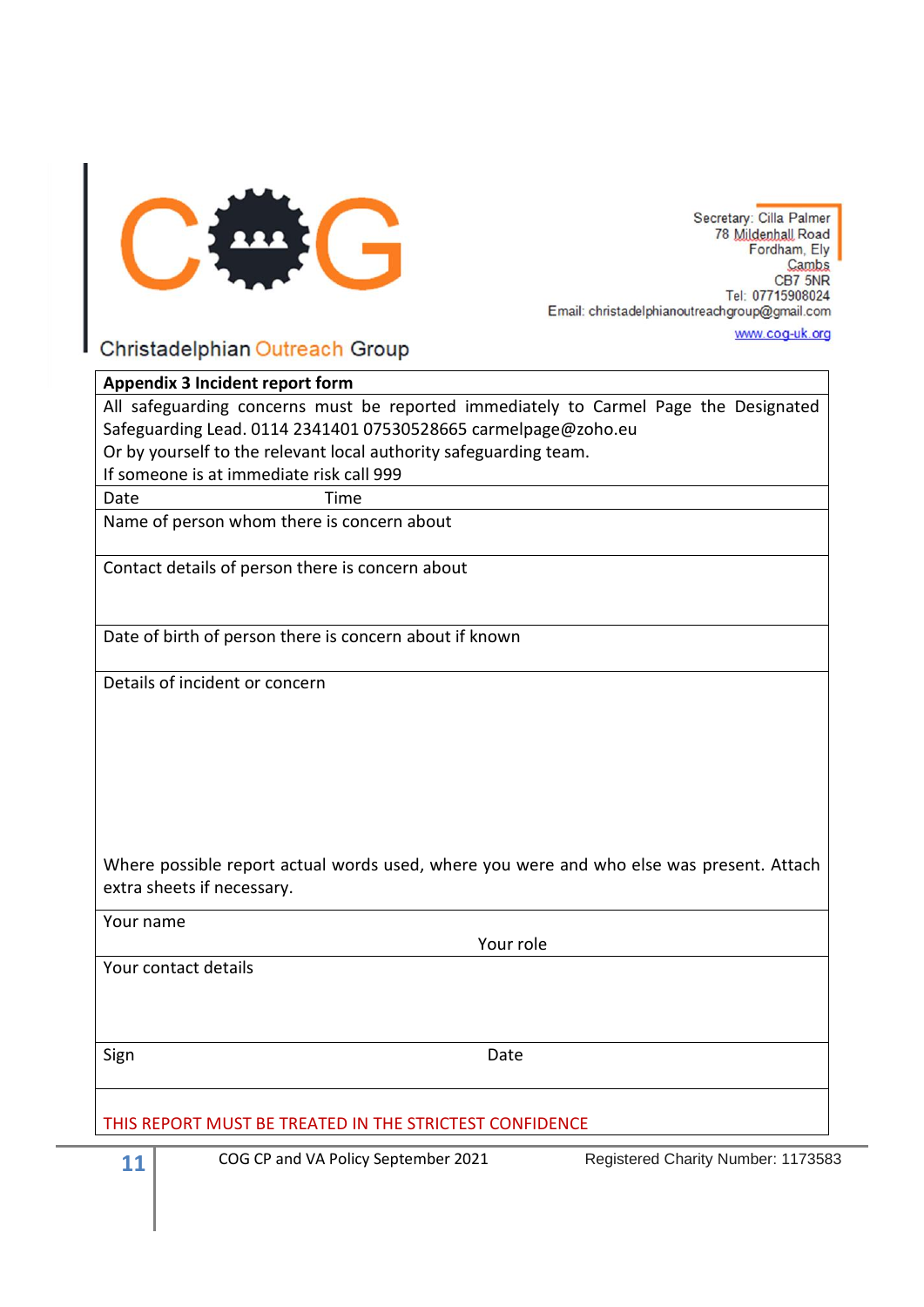Christadelphian Outreach Group

Secretary: Cilla Palmer
78 Mildenhall Road
Fordham, Ely
Cambs
CB7 5NR
Tel: 07715908024
Email: christadelphianoutreachgroup@gmail.com
www.cog-uk.org

| **Appendix 3 Incident report form** | |
|---|---|
| All safeguarding concerns must be reported immediately to Carmel Page the Designated Safeguarding Lead. 0114 2341401 07530528665 carmelpage@zoho.eu<br>Or by yourself to the relevant local authority safeguarding team.<br>If someone is at immediate risk call 999 | |
| Date | Time |
| Name of person whom there is concern about | |
| Contact details of person there is concern about | |
| Date of birth of person there is concern about if known | |
| Details of incident or concern<br><br><br><br>Where possible report actual words used, where you were and who else was present. Attach extra sheets if necessary. | |
| Your name | Your role |
| Your contact details | |
| Sign | Date |
| THIS REPORT MUST BE TREATED IN THE STRICTEST CONFIDENCE | |

COG CP and VA Policy September 2021 — Registered Charity Number: 1173583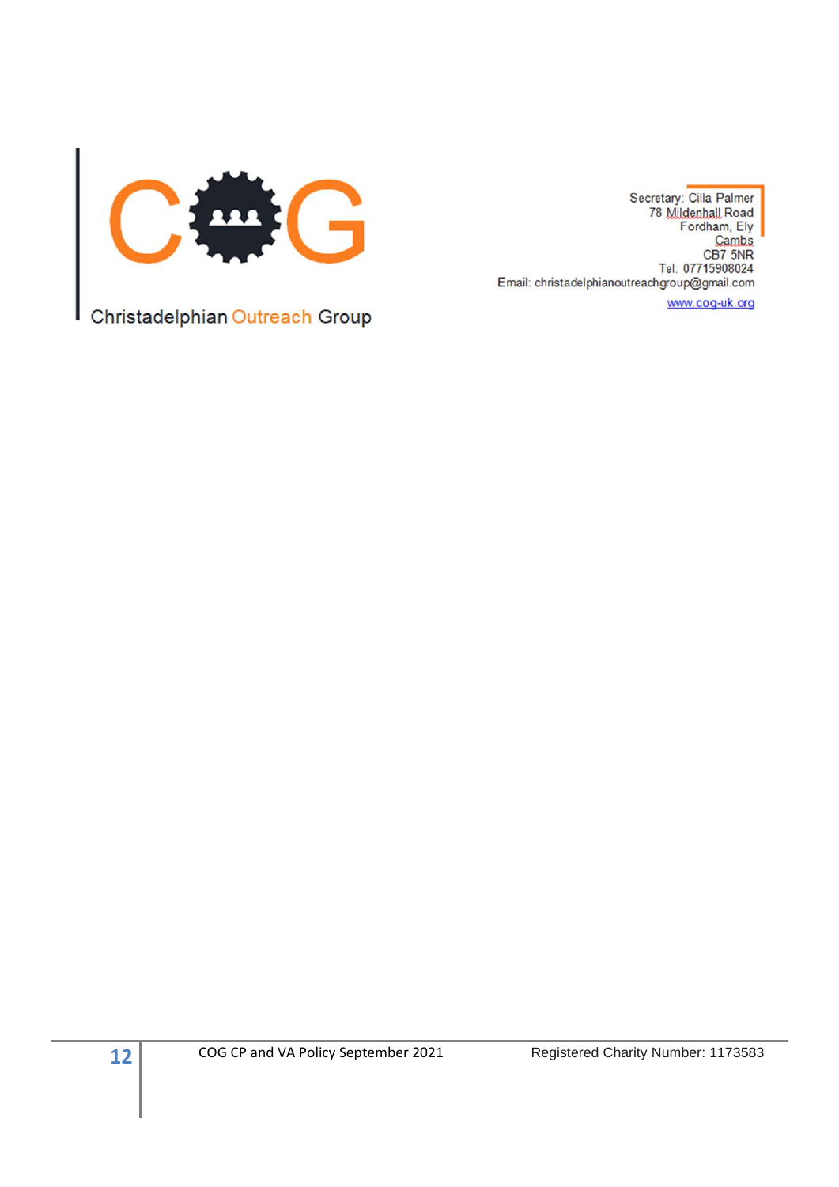# COG

Christadelphian Outreach Group

Secretary: Cilla Palmer
78 Mildenhall Road
Fordham, Ely
Cambs
CB7 5NR
Tel: 07715908024
Email: christadelphianoutreachgroup@gmail.com
www.cog-uk.org